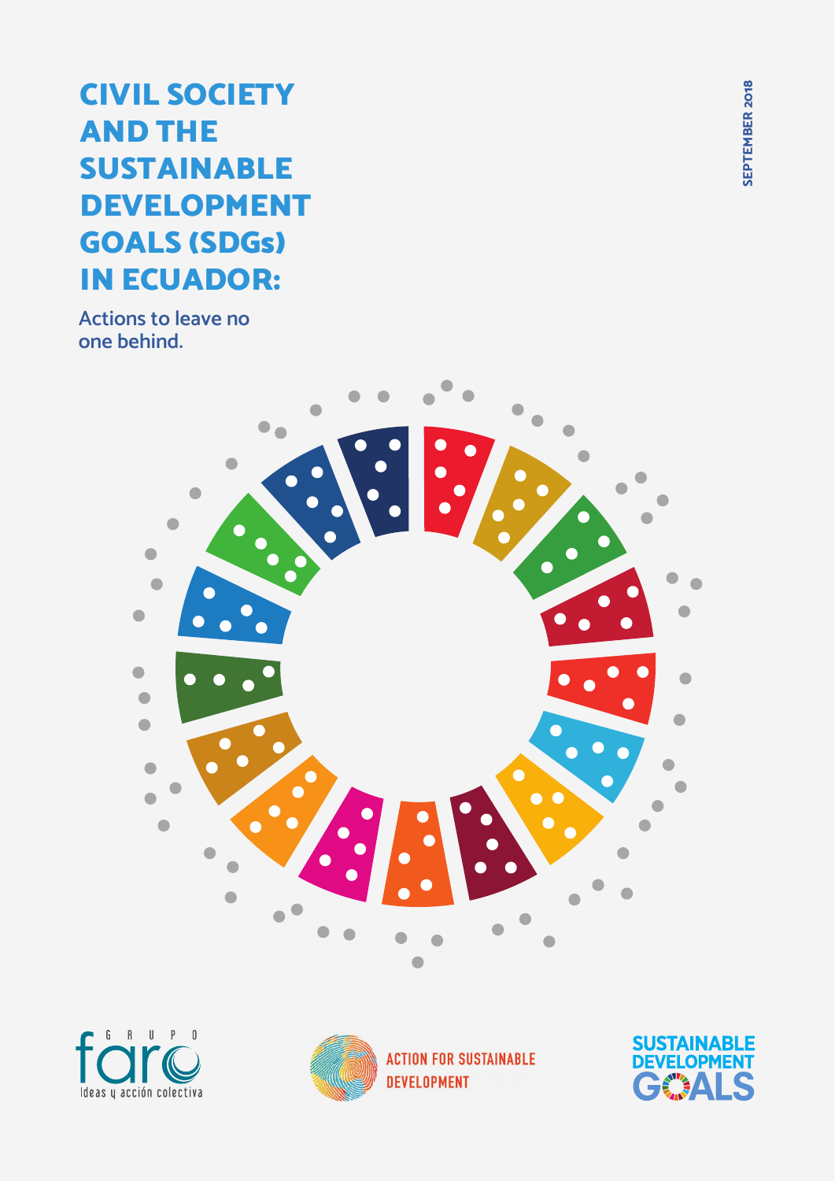# CIVIL SOCIETY AND THE SUSTAINABLE DEVELOPMENT GOALS (SDGs) IN ECUADOR:

Actions to leave no one behind.

SEPTEMBER 2018

GRUPO faro — Ideas y acción colectiva

ACTION FOR SUSTAINABLE DEVELOPMENT

SUSTAINABLE DEVELOPMENT GOALS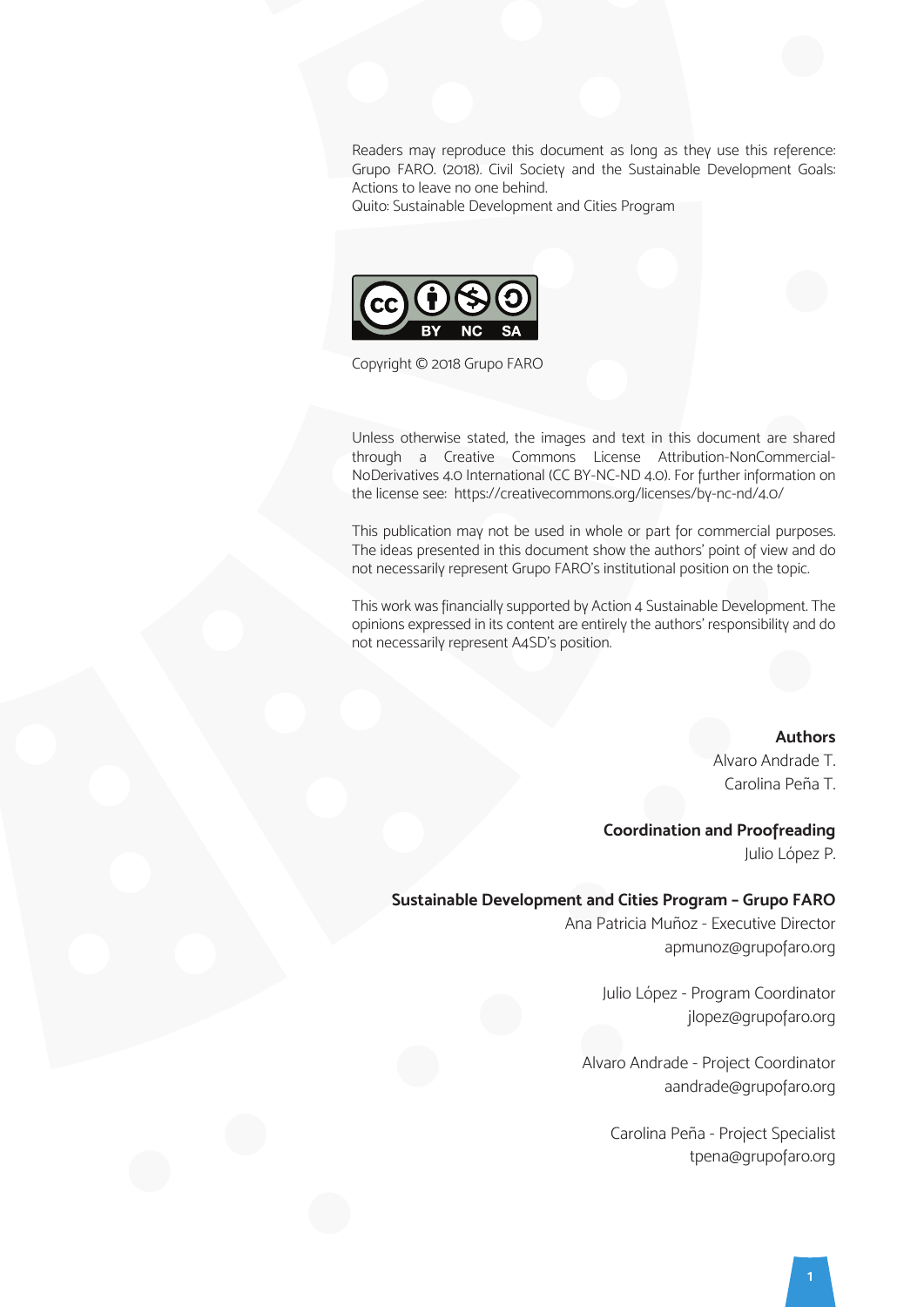Readers may reproduce this document as long as they use this reference: Grupo FARO. (2018). Civil Society and the Sustainable Development Goals: Actions to leave no one behind.
Quito: Sustainable Development and Cities Program

Copyright © 2018 Grupo FARO

Unless otherwise stated, the images and text in this document are shared through a Creative Commons License Attribution-NonCommercial-NoDerivatives 4.0 International (CC BY-NC-ND 4.0). For further information on the license see: https://creativecommons.org/licenses/by-nc-nd/4.0/

This publication may not be used in whole or part for commercial purposes. The ideas presented in this document show the authors' point of view and do not necessarily represent Grupo FARO's institutional position on the topic.

This work was financially supported by Action 4 Sustainable Development. The opinions expressed in its content are entirely the authors' responsibility and do not necessarily represent A4SD's position.

**Authors**
Alvaro Andrade T.
Carolina Peña T.

**Coordination and Proofreading**
Julio López P.

**Sustainable Development and Cities Program – Grupo FARO**
Ana Patricia Muñoz - Executive Director
apmunoz@grupofaro.org

Julio López - Program Coordinator
jlopez@grupofaro.org

Alvaro Andrade - Project Coordinator
aandrade@grupofaro.org

Carolina Peña - Project Specialist
tpena@grupofaro.org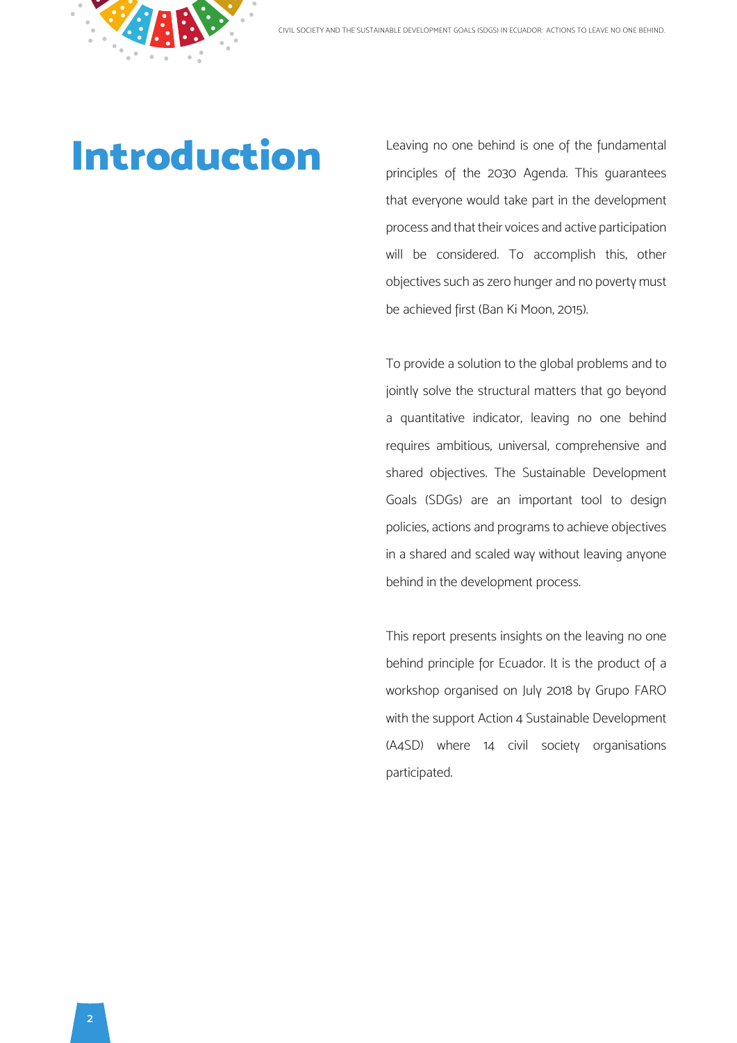# Introduction

Leaving no one behind is one of the fundamental principles of the 2030 Agenda. This guarantees that everyone would take part in the development process and that their voices and active participation will be considered. To accomplish this, other objectives such as zero hunger and no poverty must be achieved first (Ban Ki Moon, 2015).

To provide a solution to the global problems and to jointly solve the structural matters that go beyond a quantitative indicator, leaving no one behind requires ambitious, universal, comprehensive and shared objectives. The Sustainable Development Goals (SDGs) are an important tool to design policies, actions and programs to achieve objectives in a shared and scaled way without leaving anyone behind in the development process.

This report presents insights on the leaving no one behind principle for Ecuador. It is the product of a workshop organised on July 2018 by Grupo FARO with the support Action 4 Sustainable Development (A4SD) where 14 civil society organisations participated.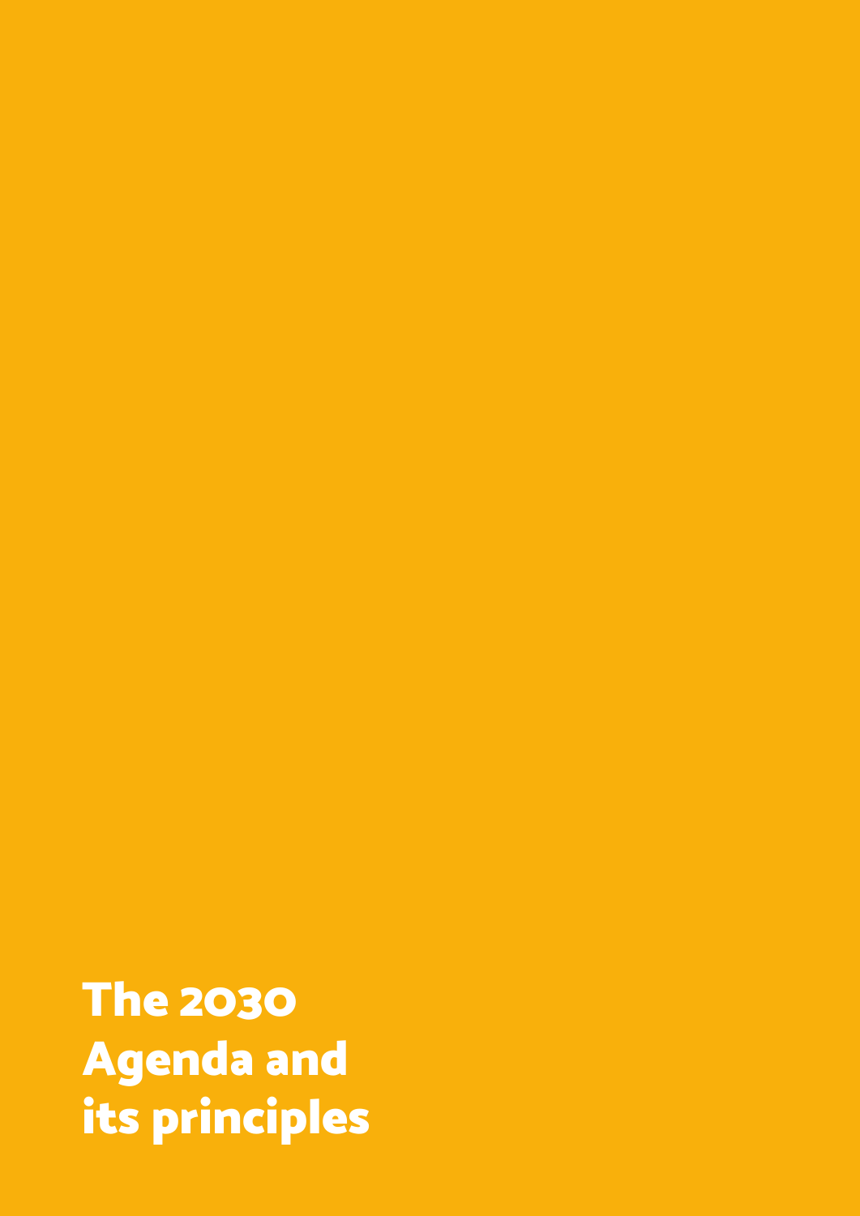# The 2030 Agenda and its principles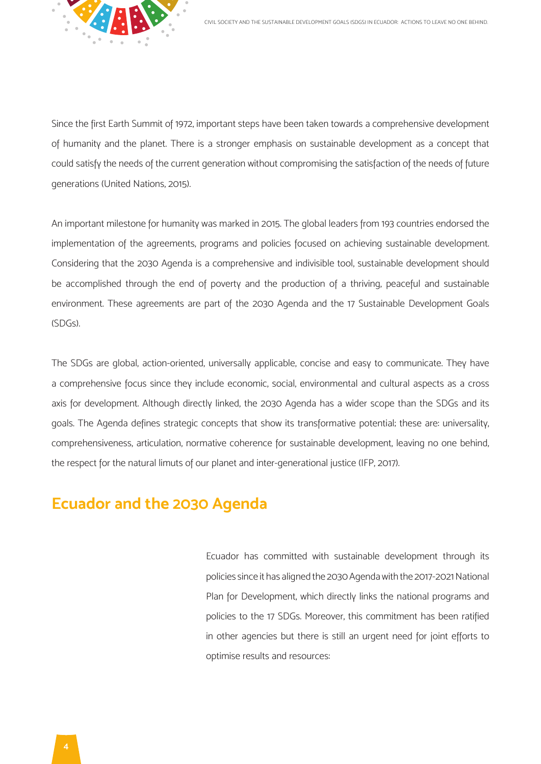Since the first Earth Summit of 1972, important steps have been taken towards a comprehensive development of humanity and the planet. There is a stronger emphasis on sustainable development as a concept that could satisfy the needs of the current generation without compromising the satisfaction of the needs of future generations (United Nations, 2015).

An important milestone for humanity was marked in 2015. The global leaders from 193 countries endorsed the implementation of the agreements, programs and policies focused on achieving sustainable development. Considering that the 2030 Agenda is a comprehensive and indivisible tool, sustainable development should be accomplished through the end of poverty and the production of a thriving, peaceful and sustainable environment. These agreements are part of the 2030 Agenda and the 17 Sustainable Development Goals (SDGs).

The SDGs are global, action-oriented, universally applicable, concise and easy to communicate. They have a comprehensive focus since they include economic, social, environmental and cultural aspects as a cross axis for development. Although directly linked, the 2030 Agenda has a wider scope than the SDGs and its goals. The Agenda defines strategic concepts that show its transformative potential; these are: universality, comprehensiveness, articulation, normative coherence for sustainable development, leaving no one behind, the respect for the natural limuts of our planet and inter-generational justice (IFP, 2017).

## Ecuador and the 2030 Agenda

Ecuador has committed with sustainable development through its policies since it has aligned the 2030 Agenda with the 2017-2021 National Plan for Development, which directly links the national programs and policies to the 17 SDGs. Moreover, this commitment has been ratified in other agencies but there is still an urgent need for joint efforts to optimise results and resources: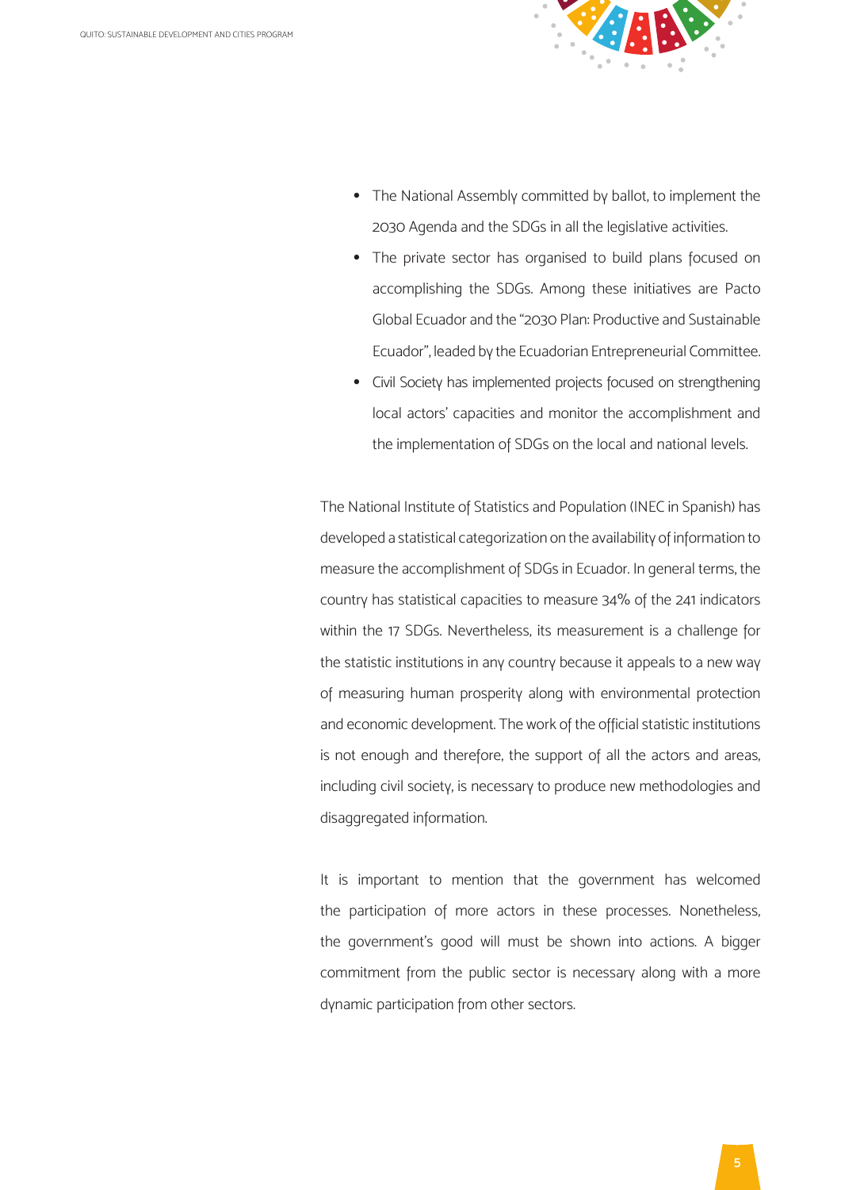- The National Assembly committed by ballot, to implement the 2030 Agenda and the SDGs in all the legislative activities.
- The private sector has organised to build plans focused on accomplishing the SDGs. Among these initiatives are Pacto Global Ecuador and the "2030 Plan: Productive and Sustainable Ecuador", leaded by the Ecuadorian Entrepreneurial Committee.
- Civil Society has implemented projects focused on strengthening local actors' capacities and monitor the accomplishment and the implementation of SDGs on the local and national levels.

The National Institute of Statistics and Population (INEC in Spanish) has developed a statistical categorization on the availability of information to measure the accomplishment of SDGs in Ecuador. In general terms, the country has statistical capacities to measure 34% of the 241 indicators within the 17 SDGs. Nevertheless, its measurement is a challenge for the statistic institutions in any country because it appeals to a new way of measuring human prosperity along with environmental protection and economic development. The work of the official statistic institutions is not enough and therefore, the support of all the actors and areas, including civil society, is necessary to produce new methodologies and disaggregated information.

It is important to mention that the government has welcomed the participation of more actors in these processes. Nonetheless, the government's good will must be shown into actions. A bigger commitment from the public sector is necessary along with a more dynamic participation from other sectors.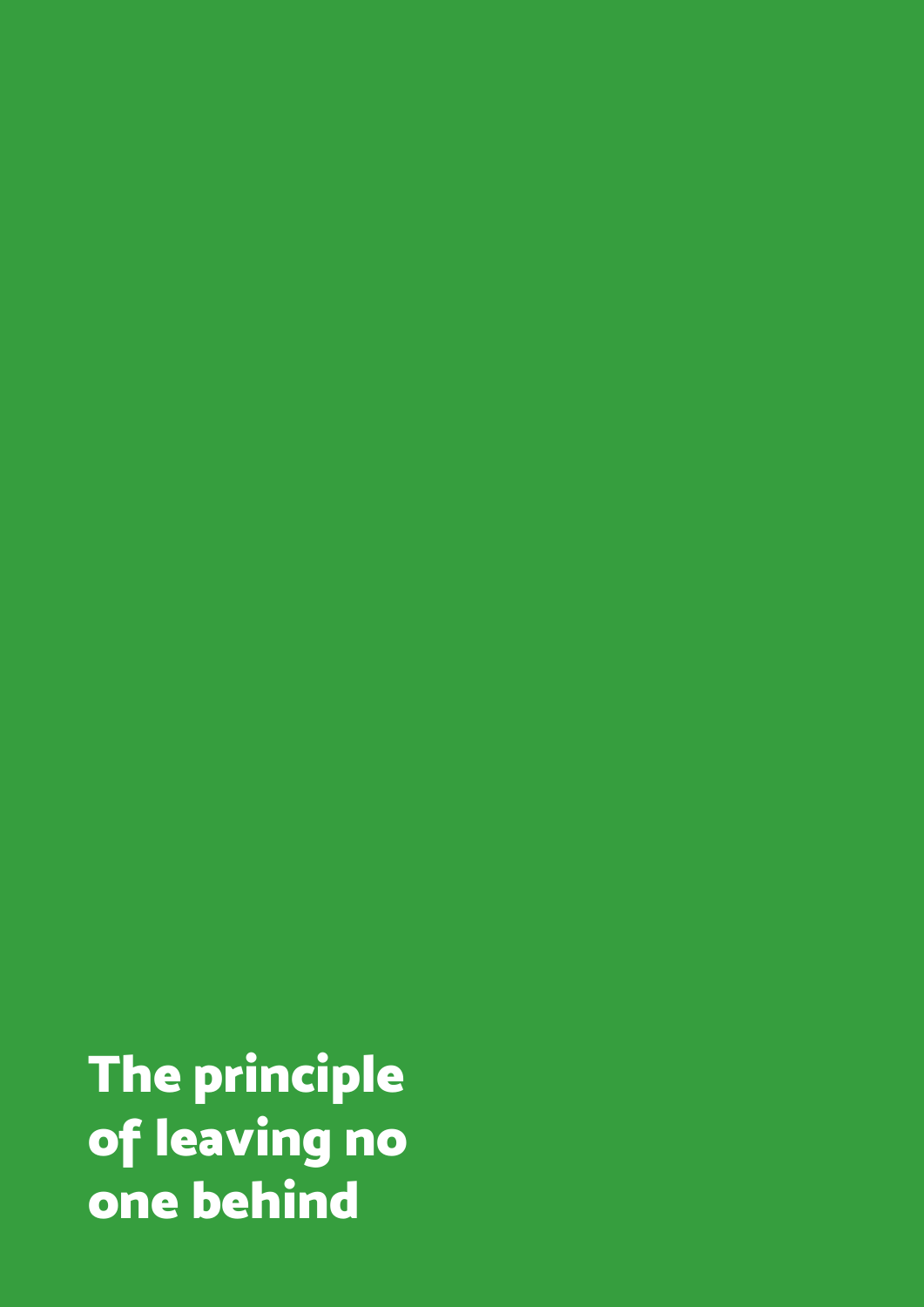# The principle of leaving no one behind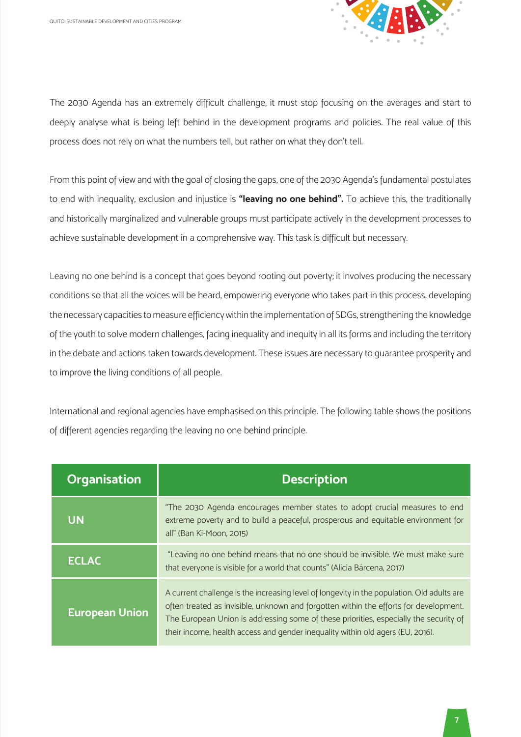The 2030 Agenda has an extremely difficult challenge, it must stop focusing on the averages and start to deeply analyse what is being left behind in the development programs and policies. The real value of this process does not rely on what the numbers tell, but rather on what they don't tell.

From this point of view and with the goal of closing the gaps, one of the 2030 Agenda's fundamental postulates to end with inequality, exclusion and injustice is **"leaving no one behind".** To achieve this, the traditionally and historically marginalized and vulnerable groups must participate actively in the development processes to achieve sustainable development in a comprehensive way. This task is difficult but necessary.

Leaving no one behind is a concept that goes beyond rooting out poverty; it involves producing the necessary conditions so that all the voices will be heard, empowering everyone who takes part in this process, developing the necessary capacities to measure efficiency within the implementation of SDGs, strengthening the knowledge of the youth to solve modern challenges, facing inequality and inequity in all its forms and including the territory in the debate and actions taken towards development. These issues are necessary to guarantee prosperity and to improve the living conditions of all people.

International and regional agencies have emphasised on this principle. The following table shows the positions of different agencies regarding the leaving no one behind principle.

| Organisation | Description |
|---|---|
| UN | "The 2030 Agenda encourages member states to adopt crucial measures to end extreme poverty and to build a peaceful, prosperous and equitable environment for all" (Ban Ki-Moon, 2015) |
| ECLAC | "Leaving no one behind means that no one should be invisible. We must make sure that everyone is visible for a world that counts" (Alicia Bárcena, 2017) |
| European Union | A current challenge is the increasing level of longevity in the population. Old adults are often treated as invisible, unknown and forgotten within the efforts for development. The European Union is addressing some of these priorities, especially the security of their income, health access and gender inequality within old agers (EU, 2016). |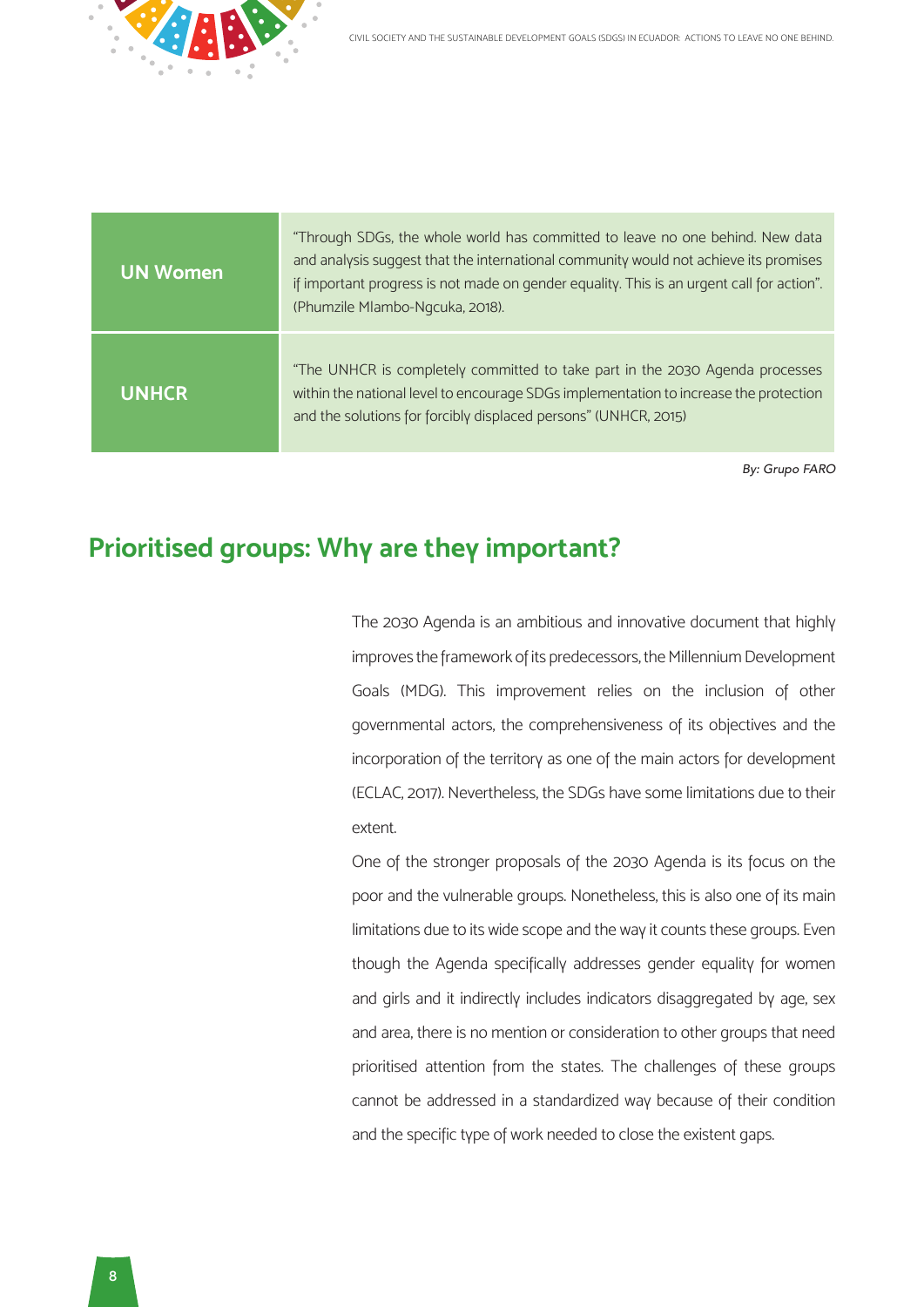| UN Women | “Through SDGs, the whole world has committed to leave no one behind. New data and analysis suggest that the international community would not achieve its promises if important progress is not made on gender equality. This is an urgent call for action”. (Phumzile Mlambo-Ngcuka, 2018). |
|---|---|
| UNHCR | “The UNHCR is completely committed to take part in the 2030 Agenda processes within the national level to encourage SDGs implementation to increase the protection and the solutions for forcibly displaced persons” (UNHCR, 2015) |

*By: Grupo FARO*

## Prioritised groups: Why are they important?

The 2030 Agenda is an ambitious and innovative document that highly improves the framework of its predecessors, the Millennium Development Goals (MDG). This improvement relies on the inclusion of other governmental actors, the comprehensiveness of its objectives and the incorporation of the territory as one of the main actors for development (ECLAC, 2017). Nevertheless, the SDGs have some limitations due to their extent.

One of the stronger proposals of the 2030 Agenda is its focus on the poor and the vulnerable groups. Nonetheless, this is also one of its main limitations due to its wide scope and the way it counts these groups. Even though the Agenda specifically addresses gender equality for women and girls and it indirectly includes indicators disaggregated by age, sex and area, there is no mention or consideration to other groups that need prioritised attention from the states. The challenges of these groups cannot be addressed in a standardized way because of their condition and the specific type of work needed to close the existent gaps.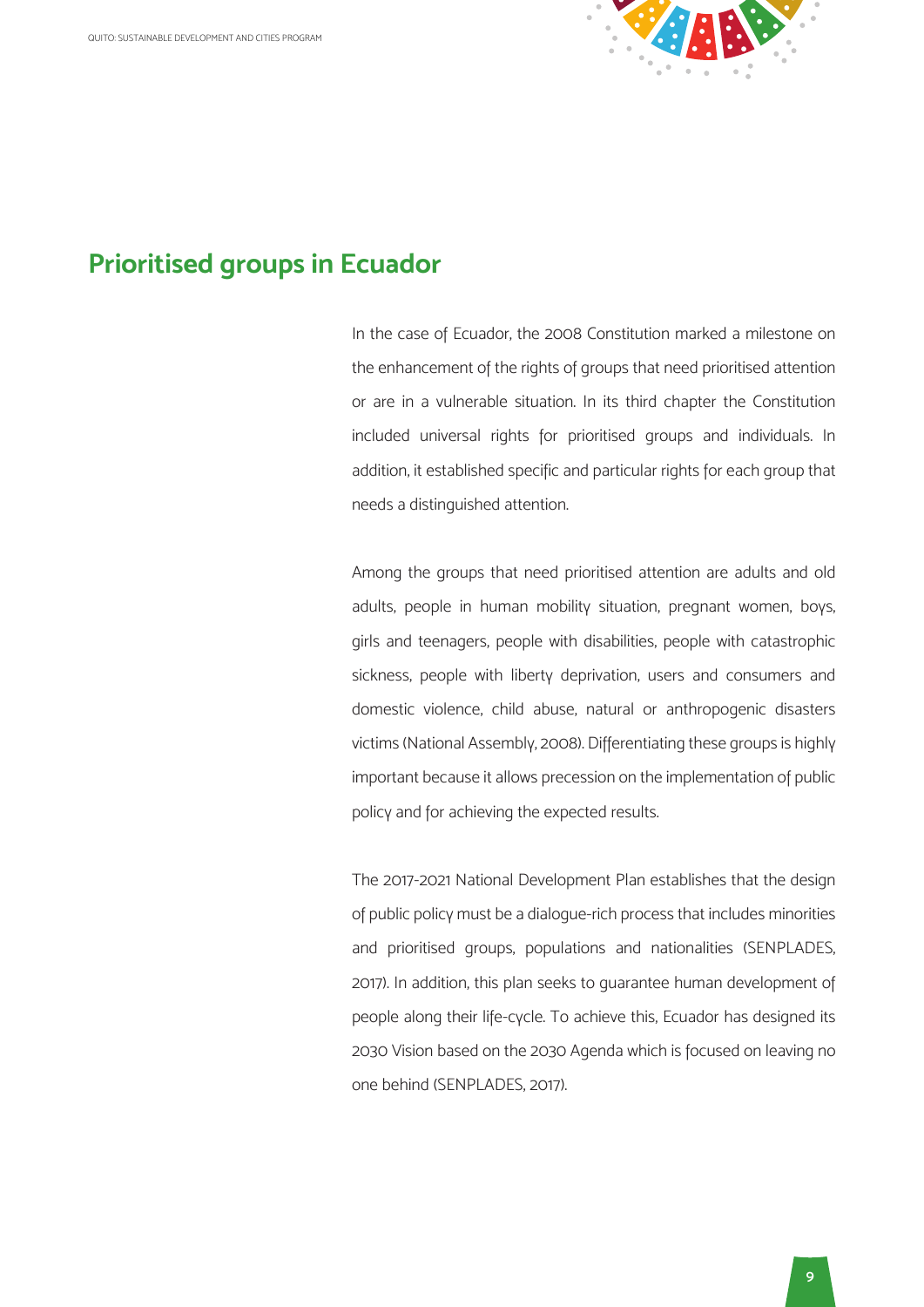## Prioritised groups in Ecuador

In the case of Ecuador, the 2008 Constitution marked a milestone on the enhancement of the rights of groups that need prioritised attention or are in a vulnerable situation. In its third chapter the Constitution included universal rights for prioritised groups and individuals. In addition, it established specific and particular rights for each group that needs a distinguished attention.

Among the groups that need prioritised attention are adults and old adults, people in human mobility situation, pregnant women, boys, girls and teenagers, people with disabilities, people with catastrophic sickness, people with liberty deprivation, users and consumers and domestic violence, child abuse, natural or anthropogenic disasters victims (National Assembly, 2008). Differentiating these groups is highly important because it allows precession on the implementation of public policy and for achieving the expected results.

The 2017-2021 National Development Plan establishes that the design of public policy must be a dialogue-rich process that includes minorities and prioritised groups, populations and nationalities (SENPLADES, 2017). In addition, this plan seeks to guarantee human development of people along their life-cycle. To achieve this, Ecuador has designed its 2030 Vision based on the 2030 Agenda which is focused on leaving no one behind (SENPLADES, 2017).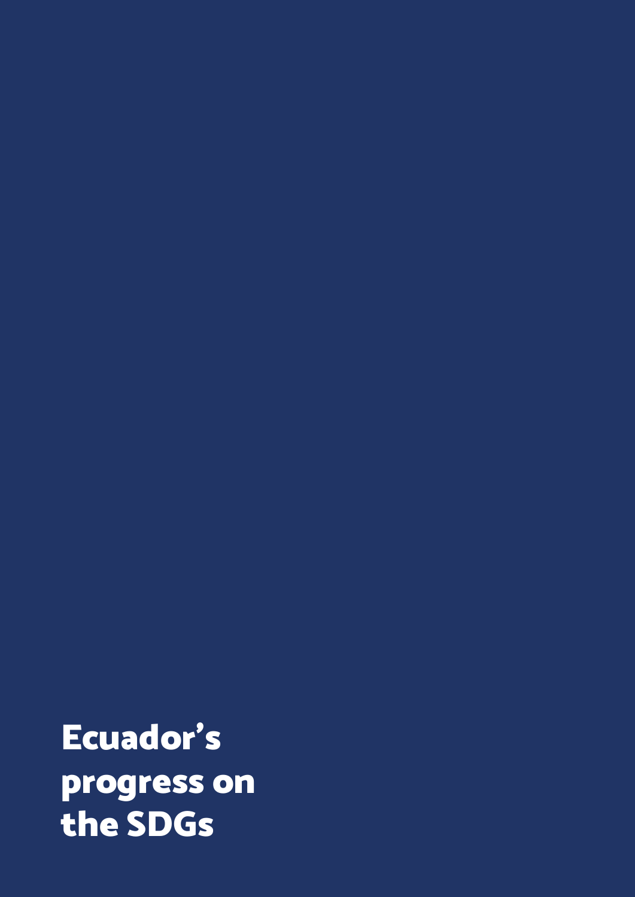# Ecuador's progress on the SDGs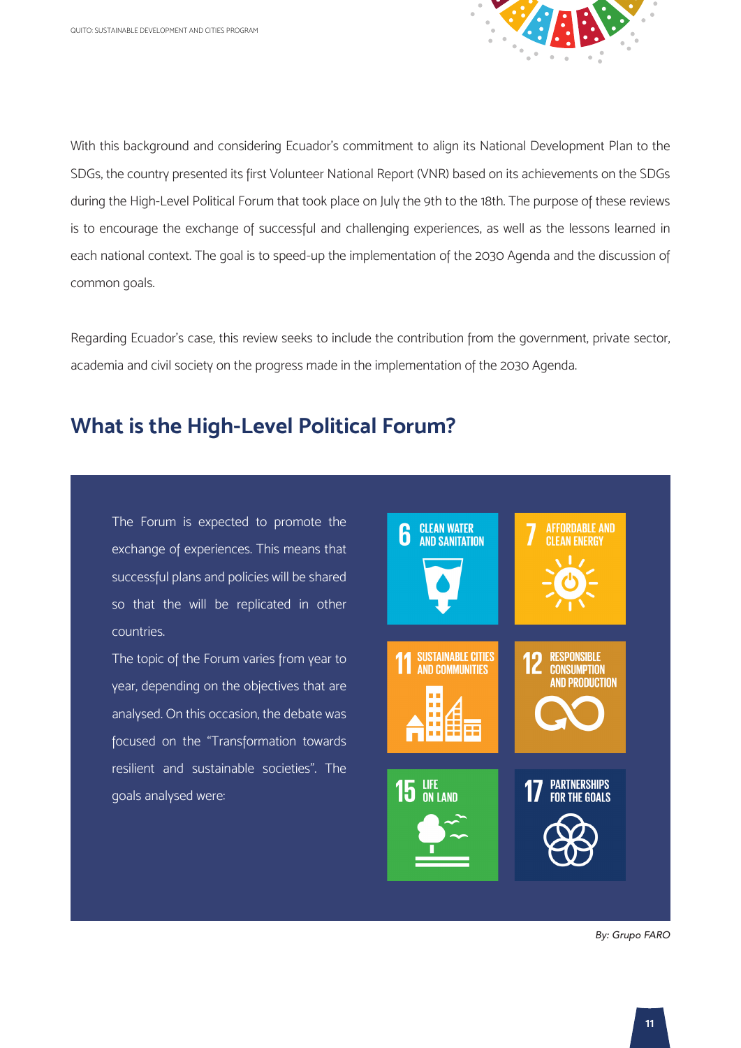With this background and considering Ecuador's commitment to align its National Development Plan to the SDGs, the country presented its first Volunteer National Report (VNR) based on its achievements on the SDGs during the High-Level Political Forum that took place on July the 9th to the 18th. The purpose of these reviews is to encourage the exchange of successful and challenging experiences, as well as the lessons learned in each national context. The goal is to speed-up the implementation of the 2030 Agenda and the discussion of common goals.

Regarding Ecuador's case, this review seeks to include the contribution from the government, private sector, academia and civil society on the progress made in the implementation of the 2030 Agenda.

## What is the High-Level Political Forum?

The Forum is expected to promote the exchange of experiences. This means that successful plans and policies will be shared so that the will be replicated in other countries.

The topic of the Forum varies from year to year, depending on the objectives that are analysed. On this occasion, the debate was focused on the "Transformation towards resilient and sustainable societies". The goals analysed were:

- 6 CLEAN WATER AND SANITATION
- 7 AFFORDABLE AND CLEAN ENERGY
- 11 SUSTAINABLE CITIES AND COMMUNITIES
- 12 RESPONSIBLE CONSUMPTION AND PRODUCTION
- 15 LIFE ON LAND
- 17 PARTNERSHIPS FOR THE GOALS

*By: Grupo FARO*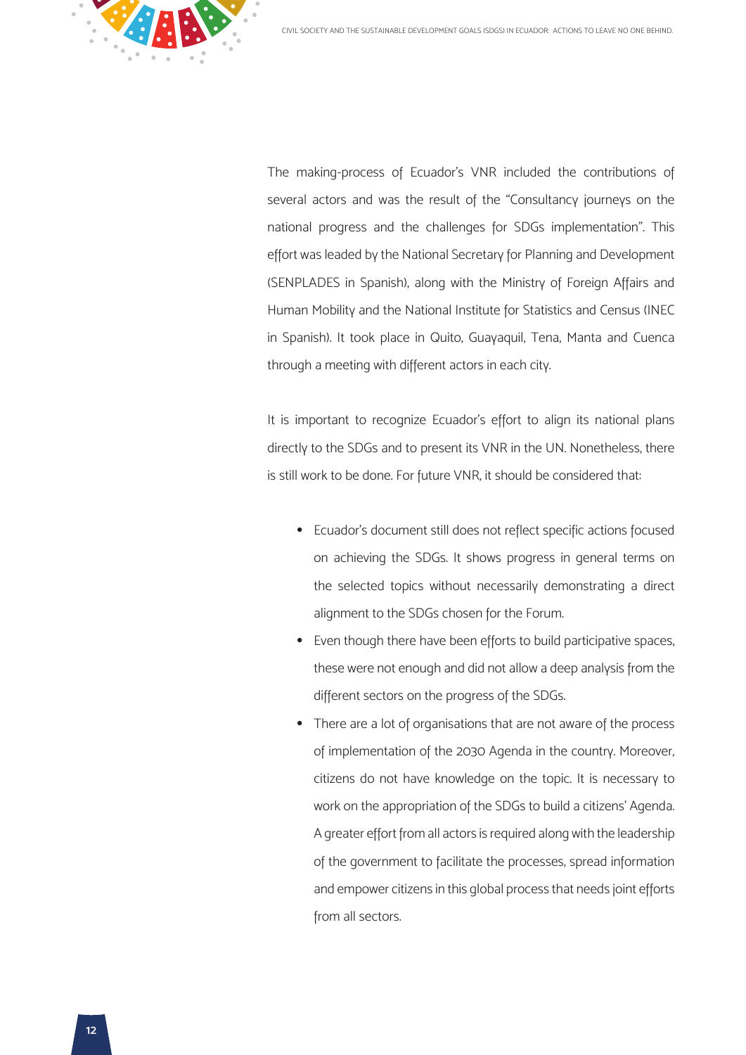The making-process of Ecuador's VNR included the contributions of several actors and was the result of the "Consultancy journeys on the national progress and the challenges for SDGs implementation". This effort was leaded by the National Secretary for Planning and Development (SENPLADES in Spanish), along with the Ministry of Foreign Affairs and Human Mobility and the National Institute for Statistics and Census (INEC in Spanish). It took place in Quito, Guayaquil, Tena, Manta and Cuenca through a meeting with different actors in each city.

It is important to recognize Ecuador's effort to align its national plans directly to the SDGs and to present its VNR in the UN. Nonetheless, there is still work to be done. For future VNR, it should be considered that:

- Ecuador's document still does not reflect specific actions focused on achieving the SDGs. It shows progress in general terms on the selected topics without necessarily demonstrating a direct alignment to the SDGs chosen for the Forum.
- Even though there have been efforts to build participative spaces, these were not enough and did not allow a deep analysis from the different sectors on the progress of the SDGs.
- There are a lot of organisations that are not aware of the process of implementation of the 2030 Agenda in the country. Moreover, citizens do not have knowledge on the topic. It is necessary to work on the appropriation of the SDGs to build a citizens' Agenda. A greater effort from all actors is required along with the leadership of the government to facilitate the processes, spread information and empower citizens in this global process that needs joint efforts from all sectors.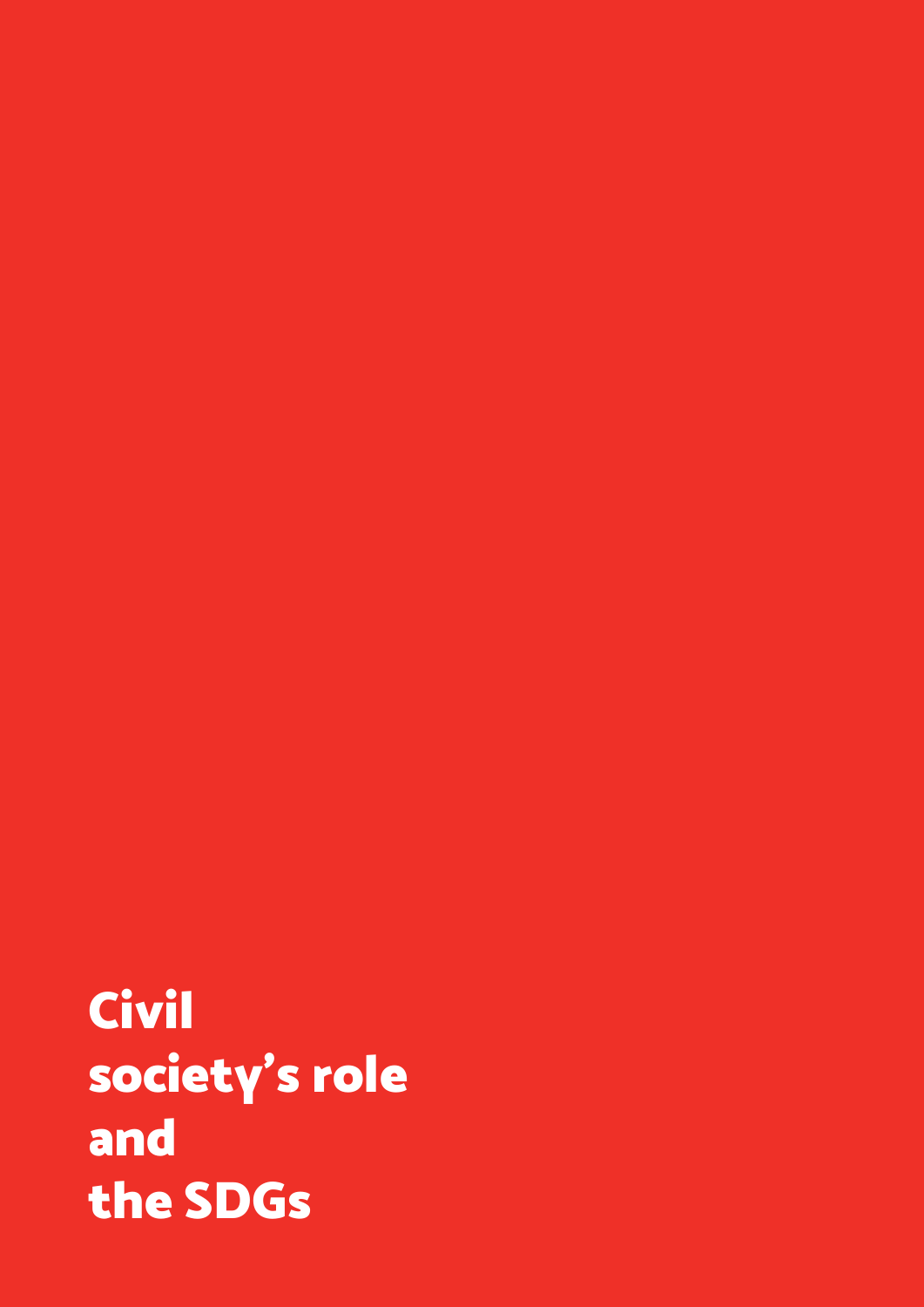# Civil society's role and the SDGs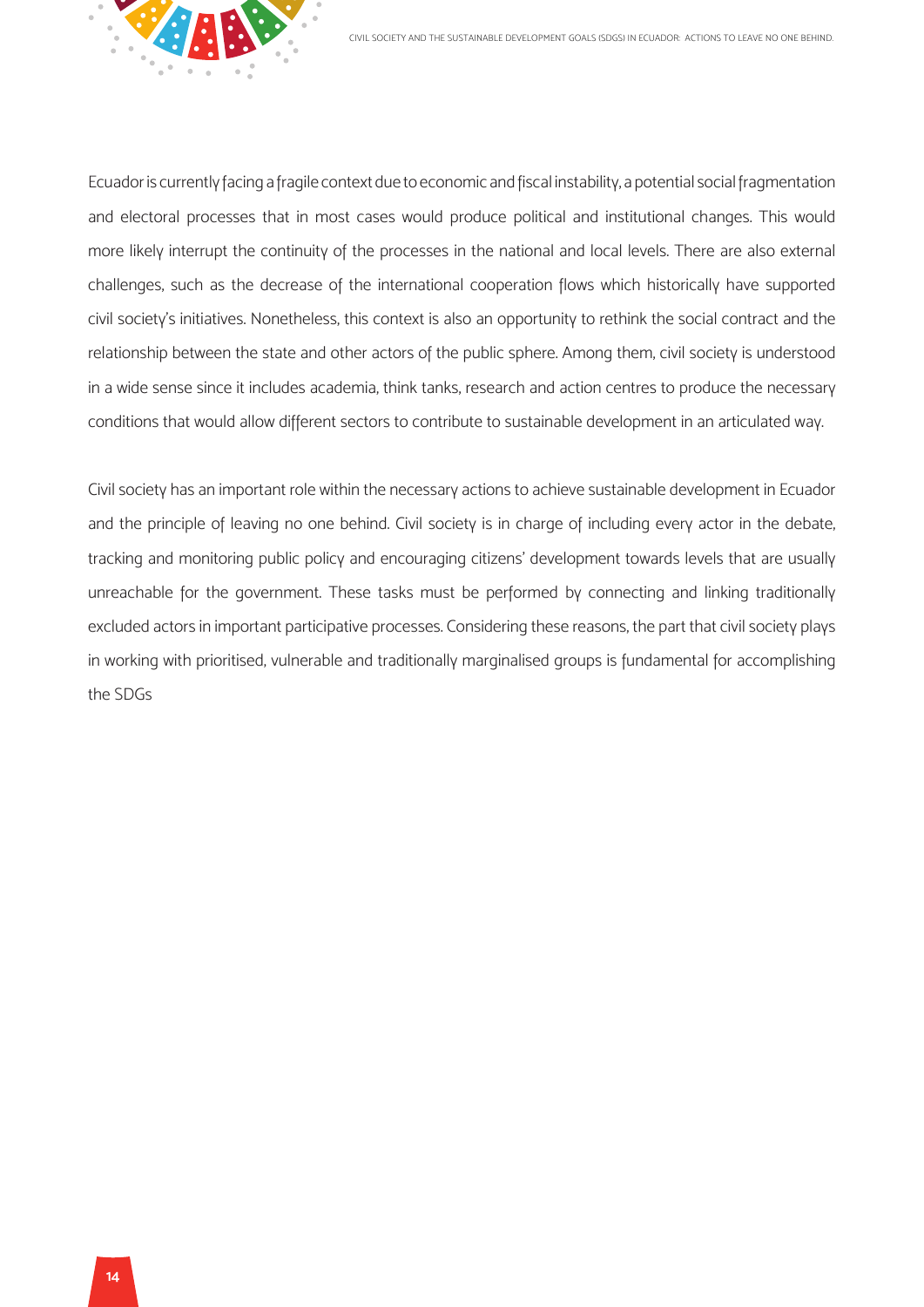Ecuador is currently facing a fragile context due to economic and fiscal instability, a potential social fragmentation and electoral processes that in most cases would produce political and institutional changes. This would more likely interrupt the continuity of the processes in the national and local levels. There are also external challenges, such as the decrease of the international cooperation flows which historically have supported civil society's initiatives. Nonetheless, this context is also an opportunity to rethink the social contract and the relationship between the state and other actors of the public sphere. Among them, civil society is understood in a wide sense since it includes academia, think tanks, research and action centres to produce the necessary conditions that would allow different sectors to contribute to sustainable development in an articulated way.

Civil society has an important role within the necessary actions to achieve sustainable development in Ecuador and the principle of leaving no one behind. Civil society is in charge of including every actor in the debate, tracking and monitoring public policy and encouraging citizens' development towards levels that are usually unreachable for the government. These tasks must be performed by connecting and linking traditionally excluded actors in important participative processes. Considering these reasons, the part that civil society plays in working with prioritised, vulnerable and traditionally marginalised groups is fundamental for accomplishing the SDGs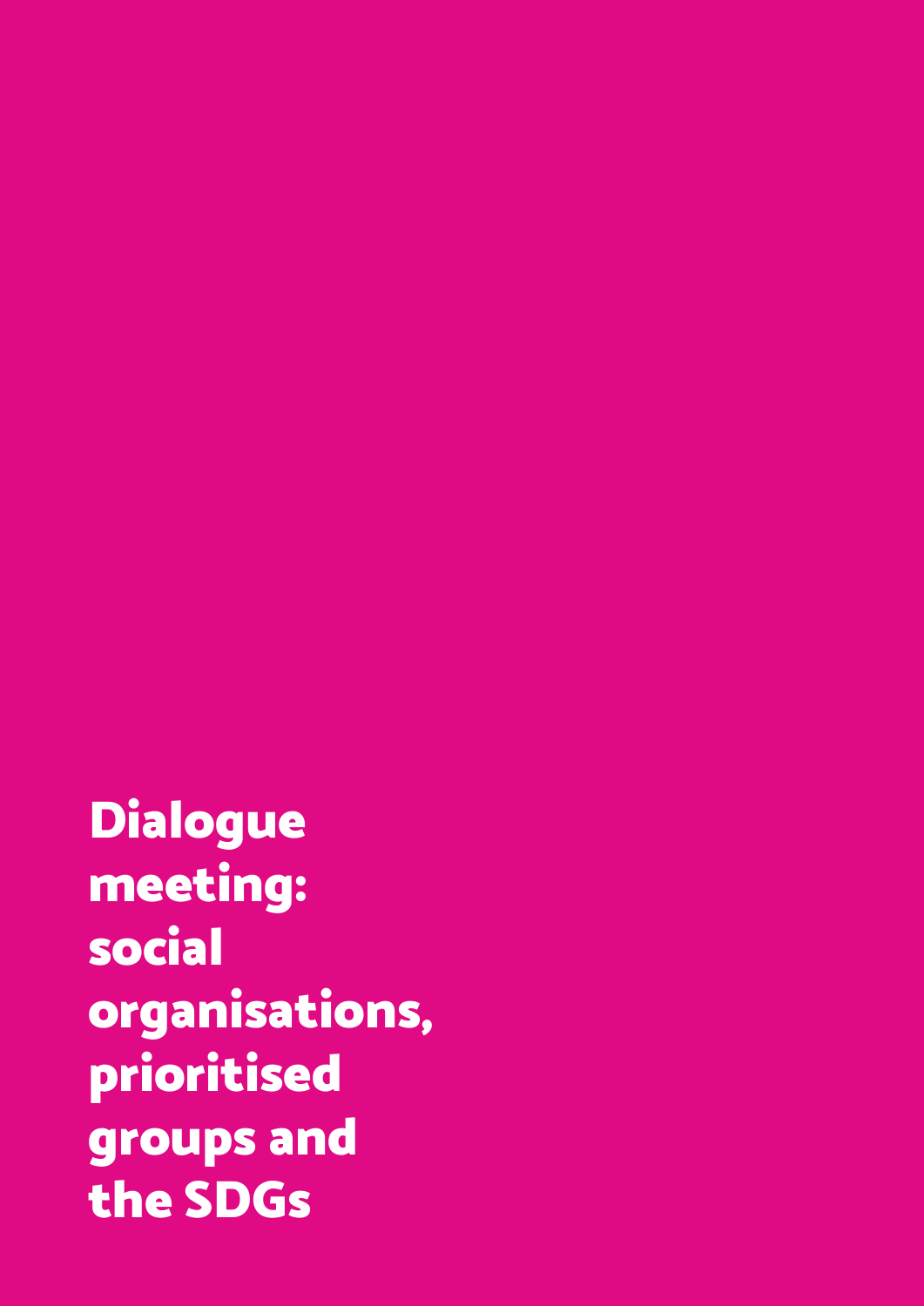# Dialogue meeting: social organisations, prioritised groups and the SDGs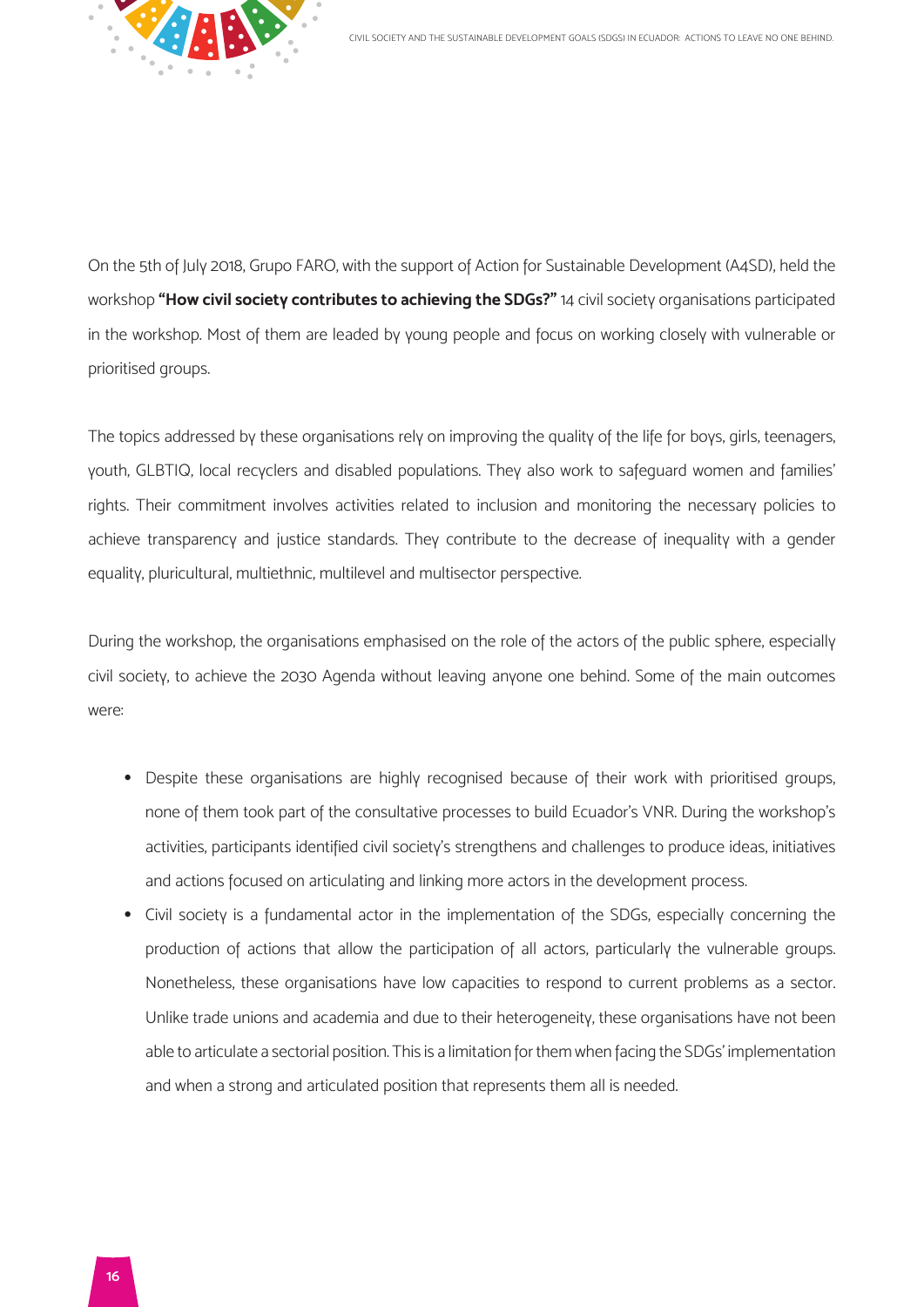On the 5th of July 2018, Grupo FARO, with the support of Action for Sustainable Development (A4SD), held the workshop **“How civil society contributes to achieving the SDGs?”** 14 civil society organisations participated in the workshop. Most of them are leaded by young people and focus on working closely with vulnerable or prioritised groups.

The topics addressed by these organisations rely on improving the quality of the life for boys, girls, teenagers, youth, GLBTIQ, local recyclers and disabled populations. They also work to safeguard women and families' rights. Their commitment involves activities related to inclusion and monitoring the necessary policies to achieve transparency and justice standards. They contribute to the decrease of inequality with a gender equality, pluricultural, multiethnic, multilevel and multisector perspective.

During the workshop, the organisations emphasised on the role of the actors of the public sphere, especially civil society, to achieve the 2030 Agenda without leaving anyone one behind. Some of the main outcomes were:

- Despite these organisations are highly recognised because of their work with prioritised groups, none of them took part of the consultative processes to build Ecuador's VNR. During the workshop's activities, participants identified civil society's strengthens and challenges to produce ideas, initiatives and actions focused on articulating and linking more actors in the development process.
- Civil society is a fundamental actor in the implementation of the SDGs, especially concerning the production of actions that allow the participation of all actors, particularly the vulnerable groups. Nonetheless, these organisations have low capacities to respond to current problems as a sector. Unlike trade unions and academia and due to their heterogeneity, these organisations have not been able to articulate a sectorial position. This is a limitation for them when facing the SDGs' implementation and when a strong and articulated position that represents them all is needed.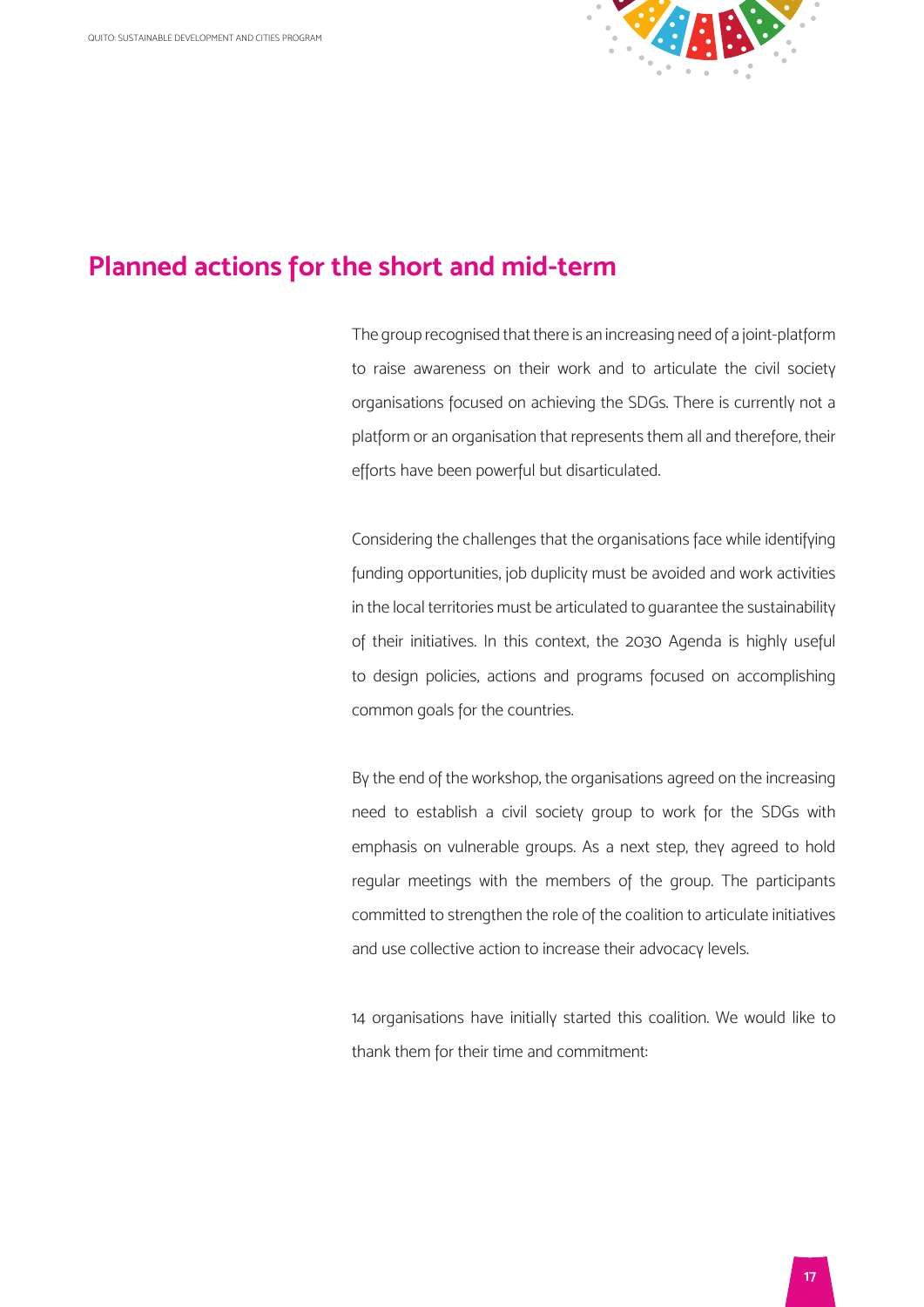## Planned actions for the short and mid-term

The group recognised that there is an increasing need of a joint-platform to raise awareness on their work and to articulate the civil society organisations focused on achieving the SDGs. There is currently not a platform or an organisation that represents them all and therefore, their efforts have been powerful but disarticulated.

Considering the challenges that the organisations face while identifying funding opportunities, job duplicity must be avoided and work activities in the local territories must be articulated to guarantee the sustainability of their initiatives. In this context, the 2030 Agenda is highly useful to design policies, actions and programs focused on accomplishing common goals for the countries.

By the end of the workshop, the organisations agreed on the increasing need to establish a civil society group to work for the SDGs with emphasis on vulnerable groups. As a next step, they agreed to hold regular meetings with the members of the group. The participants committed to strengthen the role of the coalition to articulate initiatives and use collective action to increase their advocacy levels.

14 organisations have initially started this coalition. We would like to thank them for their time and commitment: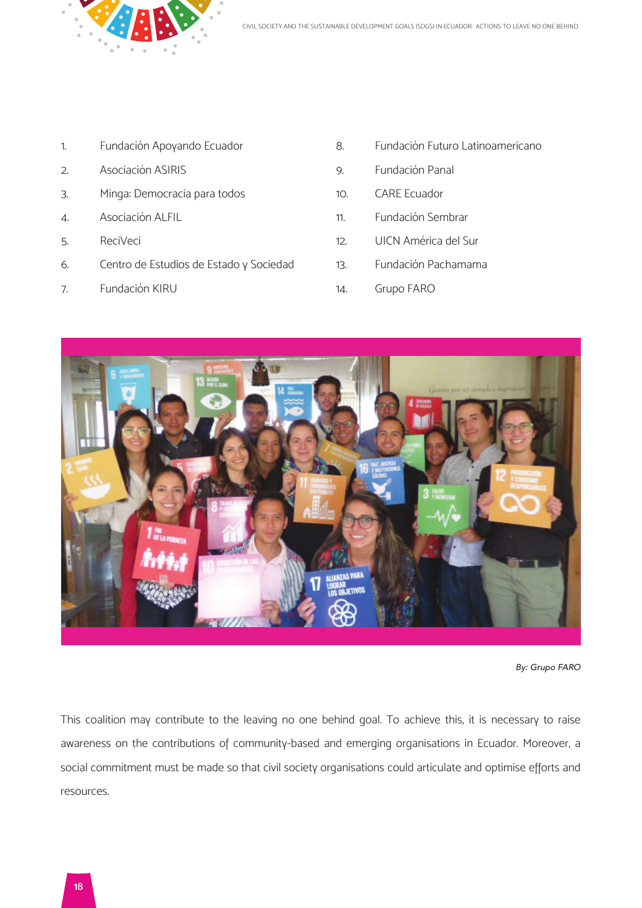1. Fundación Apoyando Ecuador
2. Asociación ASIRIS
3. Minga: Democracia para todos
4. Asociación ALFIL
5. ReciVeci
6. Centro de Estudios de Estado y Sociedad
7. Fundación KIRU
8. Fundación Futuro Latinoamericano
9. Fundación Panal
10. CARE Ecuador
11. Fundación Sembrar
12. UICN América del Sur
13. Fundación Pachamama
14. Grupo FARO

*By: Grupo FARO*

This coalition may contribute to the leaving no one behind goal. To achieve this, it is necessary to raise awareness on the contributions of community-based and emerging organisations in Ecuador. Moreover, a social commitment must be made so that civil society organisations could articulate and optimise efforts and resources.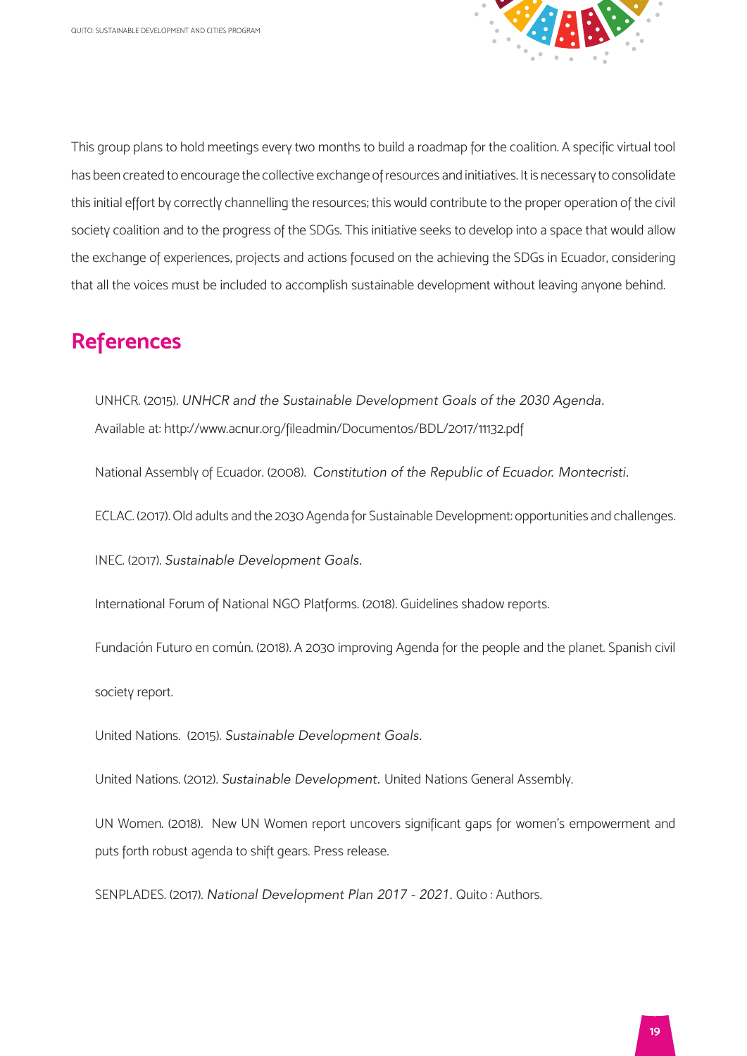This group plans to hold meetings every two months to build a roadmap for the coalition. A specific virtual tool has been created to encourage the collective exchange of resources and initiatives. It is necessary to consolidate this initial effort by correctly channelling the resources; this would contribute to the proper operation of the civil society coalition and to the progress of the SDGs. This initiative seeks to develop into a space that would allow the exchange of experiences, projects and actions focused on the achieving the SDGs in Ecuador, considering that all the voices must be included to accomplish sustainable development without leaving anyone behind.

## References

UNHCR. (2015). *UNHCR and the Sustainable Development Goals of the 2030 Agenda.* Available at: http://www.acnur.org/fileadmin/Documentos/BDL/2017/11132.pdf

National Assembly of Ecuador. (2008). *Constitution of the Republic of Ecuador. Montecristi.*

ECLAC. (2017). Old adults and the 2030 Agenda for Sustainable Development: opportunities and challenges.

INEC. (2017). *Sustainable Development Goals.*

International Forum of National NGO Platforms. (2018). Guidelines shadow reports.

Fundación Futuro en común. (2018). A 2030 improving Agenda for the people and the planet. Spanish civil society report.

United Nations. (2015). *Sustainable Development Goals.*

United Nations. (2012). *Sustainable Development.* United Nations General Assembly.

UN Women. (2018). New UN Women report uncovers significant gaps for women's empowerment and puts forth robust agenda to shift gears. Press release.

SENPLADES. (2017). *National Development Plan 2017 - 2021.* Quito : Authors.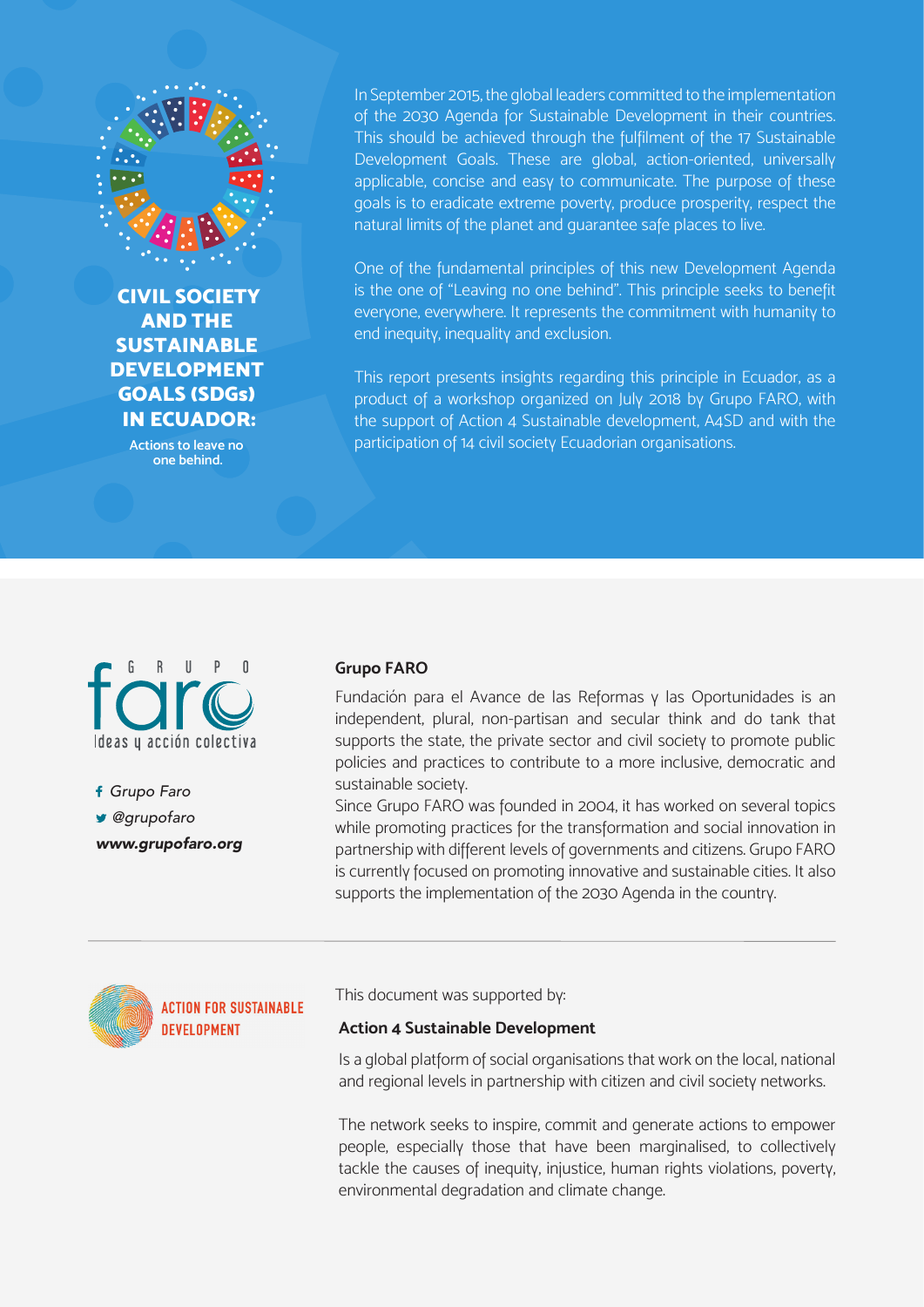# CIVIL SOCIETY AND THE SUSTAINABLE DEVELOPMENT GOALS (SDGs) IN ECUADOR:

**Actions to leave no one behind.**

In September 2015, the global leaders committed to the implementation of the 2030 Agenda for Sustainable Development in their countries. This should be achieved through the fulfilment of the 17 Sustainable Development Goals. These are global, action-oriented, universally applicable, concise and easy to communicate. The purpose of these goals is to eradicate extreme poverty, produce prosperity, respect the natural limits of the planet and guarantee safe places to live.

One of the fundamental principles of this new Development Agenda is the one of "Leaving no one behind". This principle seeks to benefit everyone, everywhere. It represents the commitment with humanity to end inequity, inequality and exclusion.

This report presents insights regarding this principle in Ecuador, as a product of a workshop organized on July 2018 by Grupo FARO, with the support of Action 4 Sustainable development, A4SD and with the participation of 14 civil society Ecuadorian organisations.

GRUPO faro
Ideas y acción colectiva

*Grupo Faro*
*@grupofaro*
***www.grupofaro.org***

**Grupo FARO**

Fundación para el Avance de las Reformas y las Oportunidades is an independent, plural, non-partisan and secular think and do tank that supports the state, the private sector and civil society to promote public policies and practices to contribute to a more inclusive, democratic and sustainable society.

Since Grupo FARO was founded in 2004, it has worked on several topics while promoting practices for the transformation and social innovation in partnership with different levels of governments and citizens. Grupo FARO is currently focused on promoting innovative and sustainable cities. It also supports the implementation of the 2030 Agenda in the country.

---

ACTION FOR SUSTAINABLE DEVELOPMENT

This document was supported by:

**Action 4 Sustainable Development**

Is a global platform of social organisations that work on the local, national and regional levels in partnership with citizen and civil society networks.

The network seeks to inspire, commit and generate actions to empower people, especially those that have been marginalised, to collectively tackle the causes of inequity, injustice, human rights violations, poverty, environmental degradation and climate change.